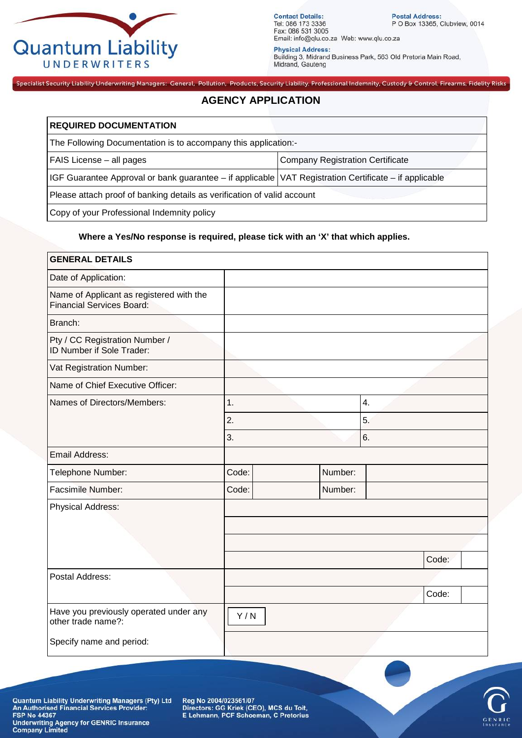Quantum Liability UNDERWRITERS

**Contact Details:**
Tel: 086 173 3336
Fax: 086 531 3005
Email: info@qlu.co.za Web: www.qlu.co.za

**Postal Address:**
P O Box 13365, Clubview, 0014

**Physical Address:**
Building 3, Midrand Business Park, 563 Old Pretoria Main Road, Midrand, Gauteng

Specialist Security Liability Underwriting Managers: General, Pollution, Products, Security Liability, Professional Indemnity, Custody & Control, Firearms, Fidelity Risks

# AGENCY APPLICATION

| REQUIRED DOCUMENTATION | |
|---|---|
| The Following Documentation is to accompany this application:- | |
| FAIS License – all pages | Company Registration Certificate |
| IGF Guarantee Approval or bank guarantee – if applicable | VAT Registration Certificate – if applicable |
| Please attach proof of banking details as verification of valid account | |
| Copy of your Professional Indemnity policy | |

**Where a Yes/No response is required, please tick with an 'X' that which applies.**

| GENERAL DETAILS | | | | |
|---|---|---|---|---|
| Date of Application: | | | | |
| Name of Applicant as registered with the Financial Services Board: | | | | |
| Branch: | | | | |
| Pty / CC Registration Number / ID Number if Sole Trader: | | | | |
| Vat Registration Number: | | | | |
| Name of Chief Executive Officer: | | | | |
| Names of Directors/Members: | 1. | | 4. | |
| | 2. | | 5. | |
| | 3. | | 6. | |
| Email Address: | | | | |
| Telephone Number: | Code: | | Number: | |
| Facsimile Number: | Code: | | Number: | |
| Physical Address: | | | | |
| | | | | |
| | | | | |
| | | | Code: | |
| Postal Address: | | | | |
| | | | Code: | |
| Have you previously operated under any other trade name?: | Y / N | | | |
| Specify name and period: | | | | |

Quantum Liability Underwriting Managers (Pty) Ltd
An Authorised Financial Services Provider:
FSP No 44367
Underwriting Agency for GENRIC Insurance Company Limited

Reg No 2004/023561/07
Directors: GG Kriek (CEO), MCS du Toit, E Lehmann, PCF Schoeman, C Pretorius

GENRIC Insurance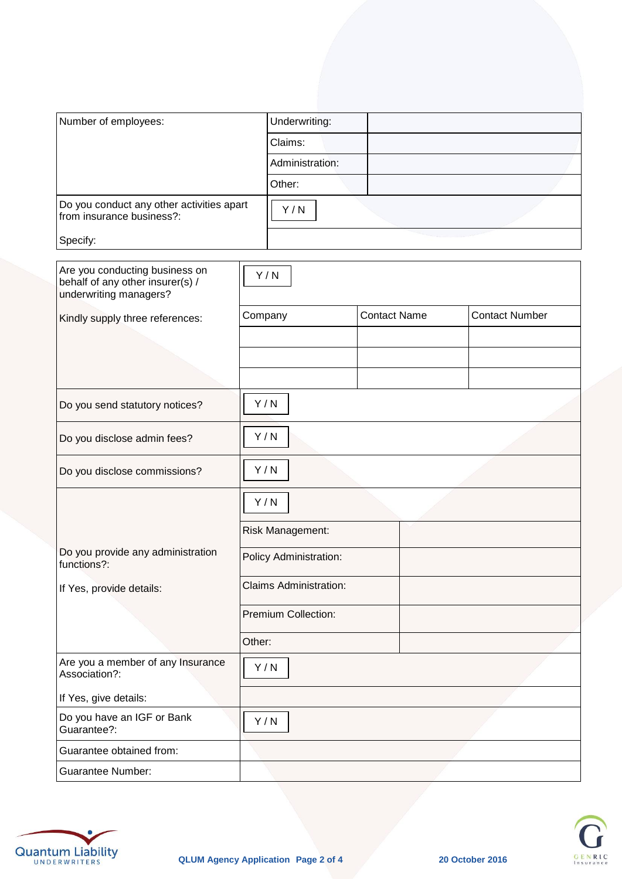| Number of employees: | Underwriting: | |
|---|---|---|
| | Claims: | |
| | Administration: | |
| | Other: | |
| Do you conduct any other activities apart from insurance business?: | Y / N | |
| Specify: | | |

| Are you conducting business on behalf of any other insurer(s) / underwriting managers? | Y / N | | |
|---|---|---|---|
| Kindly supply three references: | Company | Contact Name | Contact Number |
| | | | |
| | | | |
| | | | |
| Do you send statutory notices? | Y / N | | |
| Do you disclose admin fees? | Y / N | | |
| Do you disclose commissions? | Y / N | | |
| Do you provide any administration functions?: | Y / N | | |
| If Yes, provide details: | Risk Management: | | |
| | Policy Administration: | | |
| | Claims Administration: | | |
| | Premium Collection: | | |
| | Other: | | |
| Are you a member of any Insurance Association?: | Y / N | | |
| If Yes, give details: | | | |
| Do you have an IGF or Bank Guarantee?: | Y / N | | |
| Guarantee obtained from: | | | |
| Guarantee Number: | | | |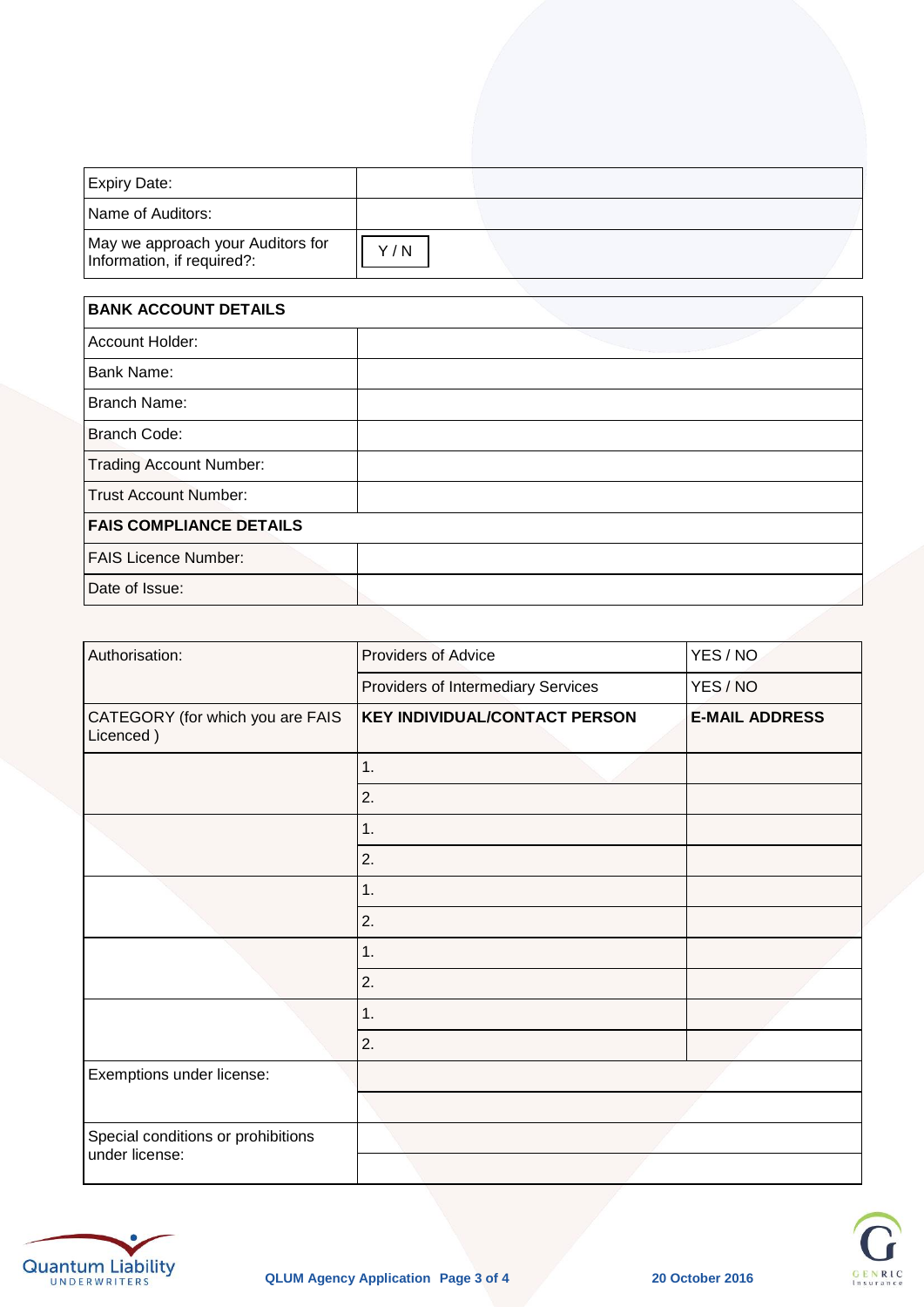| Expiry Date: | |
|---|---|
| Name of Auditors: | |
| May we approach your Auditors for Information, if required?: | Y / N |

| **BANK ACCOUNT DETAILS** | |
|---|---|
| Account Holder: | |
| Bank Name: | |
| Branch Name: | |
| Branch Code: | |
| Trading Account Number: | |
| Trust Account Number: | |
| **FAIS COMPLIANCE DETAILS** | |
| FAIS Licence Number: | |
| Date of Issue: | |

| Authorisation: | Providers of Advice | YES / NO |
|---|---|---|
| | Providers of Intermediary Services | YES / NO |
| CATEGORY (for which you are FAIS Licenced ) | **KEY INDIVIDUAL/CONTACT PERSON** | **E-MAIL ADDRESS** |
| | 1. | |
| | 2. | |
| | 1. | |
| | 2. | |
| | 1. | |
| | 2. | |
| | 1. | |
| | 2. | |
| | 1. | |
| | 2. | |
| Exemptions under license: | | |
| | | |
| Special conditions or prohibitions under license: | | |
| | | |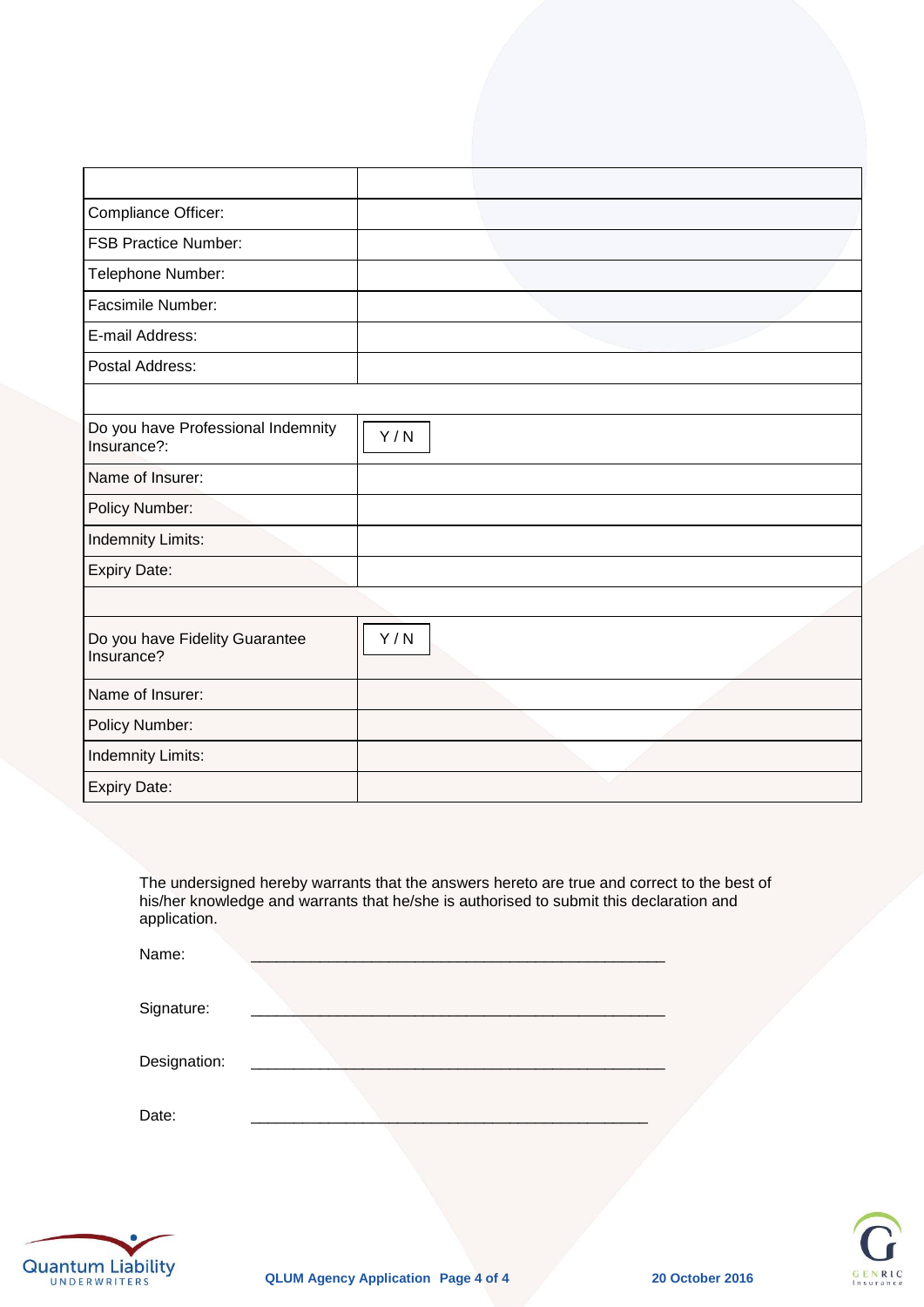| | |
|---|---|
| | |
| Compliance Officer: | |
| FSB Practice Number: | |
| Telephone Number: | |
| Facsimile Number: | |
| E-mail Address: | |
| Postal Address: | |
| | |
| Do you have Professional Indemnity Insurance?: | Y / N |
| Name of Insurer: | |
| Policy Number: | |
| Indemnity Limits: | |
| Expiry Date: | |
| | |
| Do you have Fidelity Guarantee Insurance? | Y / N |
| Name of Insurer: | |
| Policy Number: | |
| Indemnity Limits: | |
| Expiry Date: | |

The undersigned hereby warrants that the answers hereto are true and correct to the best of his/her knowledge and warrants that he/she is authorised to submit this declaration and application.

Name: _______________________________________________

Signature: _______________________________________________

Designation: _______________________________________________

Date: _______________________________________________